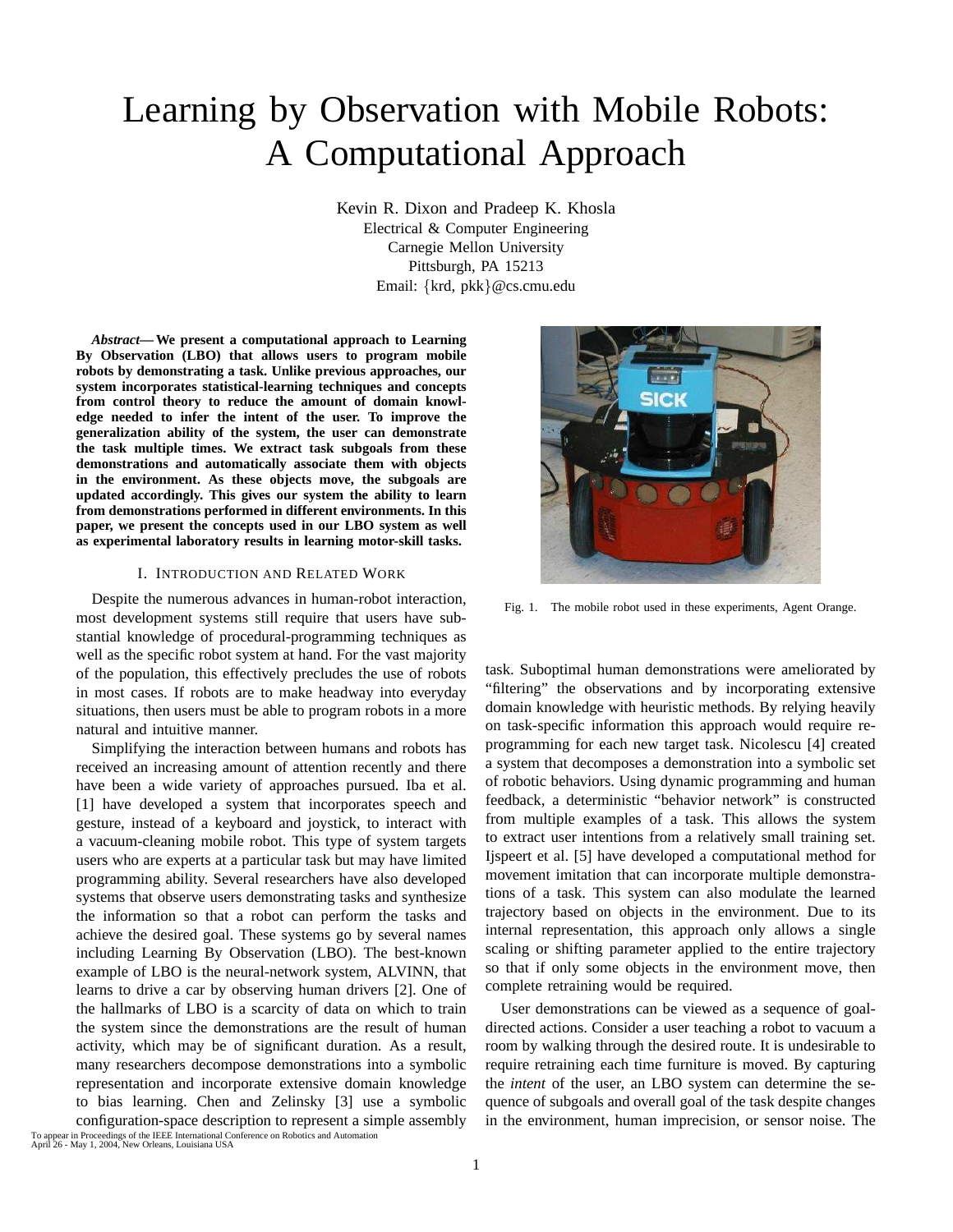# Learning by Observation with Mobile Robots: A Computational Approach

Kevin R. Dixon and Pradeep K. Khosla
Electrical & Computer Engineering
Carnegie Mellon University
Pittsburgh, PA 15213
Email: {krd, pkk}@cs.cmu.edu

***Abstract*— We present a computational approach to Learning By Observation (LBO) that allows users to program mobile robots by demonstrating a task. Unlike previous approaches, our system incorporates statistical-learning techniques and concepts from control theory to reduce the amount of domain knowledge needed to infer the intent of the user. To improve the generalization ability of the system, the user can demonstrate the task multiple times. We extract task subgoals from these demonstrations and automatically associate them with objects in the environment. As these objects move, the subgoals are updated accordingly. This gives our system the ability to learn from demonstrations performed in different environments. In this paper, we present the concepts used in our LBO system as well as experimental laboratory results in learning motor-skill tasks.**

## I. Introduction and Related Work

Despite the numerous advances in human-robot interaction, most development systems still require that users have substantial knowledge of procedural-programming techniques as well as the specific robot system at hand. For the vast majority of the population, this effectively precludes the use of robots in most cases. If robots are to make headway into everyday situations, then users must be able to program robots in a more natural and intuitive manner.

Simplifying the interaction between humans and robots has received an increasing amount of attention recently and there have been a wide variety of approaches pursued. Iba et al. [1] have developed a system that incorporates speech and gesture, instead of a keyboard and joystick, to interact with a vacuum-cleaning mobile robot. This type of system targets users who are experts at a particular task but may have limited programming ability. Several researchers have also developed systems that observe users demonstrating tasks and synthesize the information so that a robot can perform the tasks and achieve the desired goal. These systems go by several names including Learning By Observation (LBO). The best-known example of LBO is the neural-network system, ALVINN, that learns to drive a car by observing human drivers [2]. One of the hallmarks of LBO is a scarcity of data on which to train the system since the demonstrations are the result of human activity, which may be of significant duration. As a result, many researchers decompose demonstrations into a symbolic representation and incorporate extensive domain knowledge to bias learning. Chen and Zelinsky [3] use a symbolic configuration-space description to represent a simple assembly task. Suboptimal human demonstrations were ameliorated by "filtering" the observations and by incorporating extensive domain knowledge with heuristic methods. By relying heavily on task-specific information this approach would require reprogramming for each new target task. Nicolescu [4] created a system that decomposes a demonstration into a symbolic set of robotic behaviors. Using dynamic programming and human feedback, a deterministic "behavior network" is constructed from multiple examples of a task. This allows the system to extract user intentions from a relatively small training set. Ijspeert et al. [5] have developed a computational method for movement imitation that can incorporate multiple demonstrations of a task. This system can also modulate the learned trajectory based on objects in the environment. Due to its internal representation, this approach only allows a single scaling or shifting parameter applied to the entire trajectory so that if only some objects in the environment move, then complete retraining would be required.

Fig. 1. The mobile robot used in these experiments, Agent Orange.

User demonstrations can be viewed as a sequence of goal-directed actions. Consider a user teaching a robot to vacuum a room by walking through the desired route. It is undesirable to require retraining each time furniture is moved. By capturing the *intent* of the user, an LBO system can determine the sequence of subgoals and overall goal of the task despite changes in the environment, human imprecision, or sensor noise. The

To appear in Proceedings of the IEEE International Conference on Robotics and Automation
April 26 - May 1, 2004, New Orleans, Louisiana USA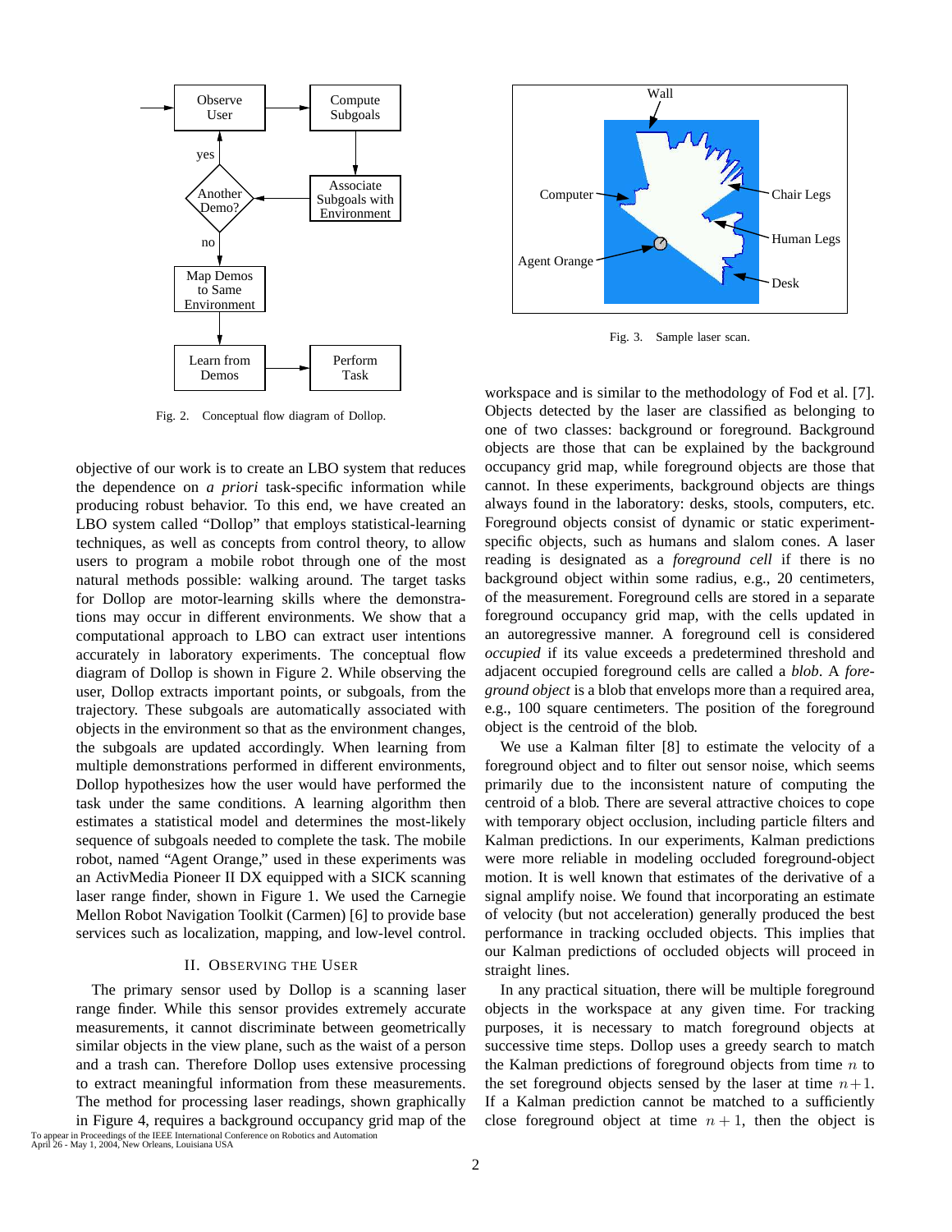Fig. 2. Conceptual flow diagram of Dollop.

Fig. 3. Sample laser scan.

objective of our work is to create an LBO system that reduces the dependence on *a priori* task-specific information while producing robust behavior. To this end, we have created an LBO system called "Dollop" that employs statistical-learning techniques, as well as concepts from control theory, to allow users to program a mobile robot through one of the most natural methods possible: walking around. The target tasks for Dollop are motor-learning skills where the demonstrations may occur in different environments. We show that a computational approach to LBO can extract user intentions accurately in laboratory experiments. The conceptual flow diagram of Dollop is shown in Figure 2. While observing the user, Dollop extracts important points, or subgoals, from the trajectory. These subgoals are automatically associated with objects in the environment so that as the environment changes, the subgoals are updated accordingly. When learning from multiple demonstrations performed in different environments, Dollop hypothesizes how the user would have performed the task under the same conditions. A learning algorithm then estimates a statistical model and determines the most-likely sequence of subgoals needed to complete the task. The mobile robot, named "Agent Orange," used in these experiments was an ActivMedia Pioneer II DX equipped with a SICK scanning laser range finder, shown in Figure 1. We used the Carnegie Mellon Robot Navigation Toolkit (Carmen) [6] to provide base services such as localization, mapping, and low-level control.

## II. Observing the User

The primary sensor used by Dollop is a scanning laser range finder. While this sensor provides extremely accurate measurements, it cannot discriminate between geometrically similar objects in the view plane, such as the waist of a person and a trash can. Therefore Dollop uses extensive processing to extract meaningful information from these measurements. The method for processing laser readings, shown graphically in Figure 4, requires a background occupancy grid map of the workspace and is similar to the methodology of Fod et al. [7]. Objects detected by the laser are classified as belonging to one of two classes: background or foreground. Background objects are those that can be explained by the background occupancy grid map, while foreground objects are those that cannot. In these experiments, background objects are things always found in the laboratory: desks, stools, computers, etc. Foreground objects consist of dynamic or static experiment-specific objects, such as humans and slalom cones. A laser reading is designated as a *foreground cell* if there is no background object within some radius, e.g., 20 centimeters, of the measurement. Foreground cells are stored in a separate foreground occupancy grid map, with the cells updated in an autoregressive manner. A foreground cell is considered *occupied* if its value exceeds a predetermined threshold and adjacent occupied foreground cells are called a *blob*. A *foreground object* is a blob that envelops more than a required area, e.g., 100 square centimeters. The position of the foreground object is the centroid of the blob.

We use a Kalman filter [8] to estimate the velocity of a foreground object and to filter out sensor noise, which seems primarily due to the inconsistent nature of computing the centroid of a blob. There are several attractive choices to cope with temporary object occlusion, including particle filters and Kalman predictions. In our experiments, Kalman predictions were more reliable in modeling occluded foreground-object motion. It is well known that estimates of the derivative of a signal amplify noise. We found that incorporating an estimate of velocity (but not acceleration) generally produced the best performance in tracking occluded objects. This implies that our Kalman predictions of occluded objects will proceed in straight lines.

In any practical situation, there will be multiple foreground objects in the workspace at any given time. For tracking purposes, it is necessary to match foreground objects at successive time steps. Dollop uses a greedy search to match the Kalman predictions of foreground objects from time $n$ to the set foreground objects sensed by the laser at time $n+1$. If a Kalman prediction cannot be matched to a sufficiently close foreground object at time $n+1$, then the object is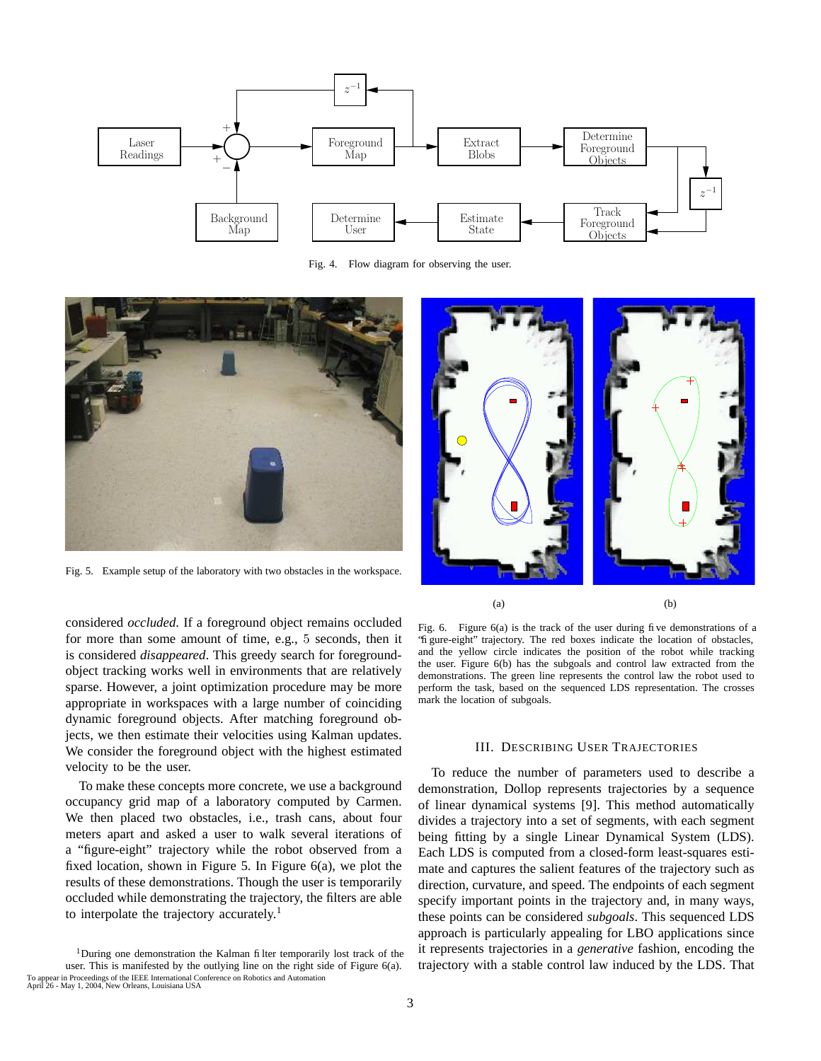Fig. 4. Flow diagram for observing the user.

Fig. 5. Example setup of the laboratory with two obstacles in the workspace.

(a) (b)

Fig. 6. Figure 6(a) is the track of the user during five demonstrations of a "figure-eight" trajectory. The red boxes indicate the location of obstacles, and the yellow circle indicates the position of the robot while tracking the user. Figure 6(b) has the subgoals and control law extracted from the demonstrations. The green line represents the control law the robot used to perform the task, based on the sequenced LDS representation. The crosses mark the location of subgoals.

considered *occluded*. If a foreground object remains occluded for more than some amount of time, e.g., 5 seconds, then it is considered *disappeared*. This greedy search for foreground-object tracking works well in environments that are relatively sparse. However, a joint optimization procedure may be more appropriate in workspaces with a large number of coinciding dynamic foreground objects. After matching foreground objects, we then estimate their velocities using Kalman updates. We consider the foreground object with the highest estimated velocity to be the user.

To make these concepts more concrete, we use a background occupancy grid map of a laboratory computed by Carmen. We then placed two obstacles, i.e., trash cans, about four meters apart and asked a user to walk several iterations of a "figure-eight" trajectory while the robot observed from a fixed location, shown in Figure 5. In Figure 6(a), we plot the results of these demonstrations. Though the user is temporarily occluded while demonstrating the trajectory, the filters are able to interpolate the trajectory accurately.[1]

[1] During one demonstration the Kalman filter temporarily lost track of the user. This is manifested by the outlying line on the right side of Figure 6(a).

## III. Describing User Trajectories

To reduce the number of parameters used to describe a demonstration, Dollop represents trajectories by a sequence of linear dynamical systems [9]. This method automatically divides a trajectory into a set of segments, with each segment being fitting by a single Linear Dynamical System (LDS). Each LDS is computed from a closed-form least-squares estimate and captures the salient features of the trajectory such as direction, curvature, and speed. The endpoints of each segment specify important points in the trajectory and, in many ways, these points can be considered *subgoals*. This sequenced LDS approach is particularly appealing for LBO applications since it represents trajectories in a *generative* fashion, encoding the trajectory with a stable control law induced by the LDS. That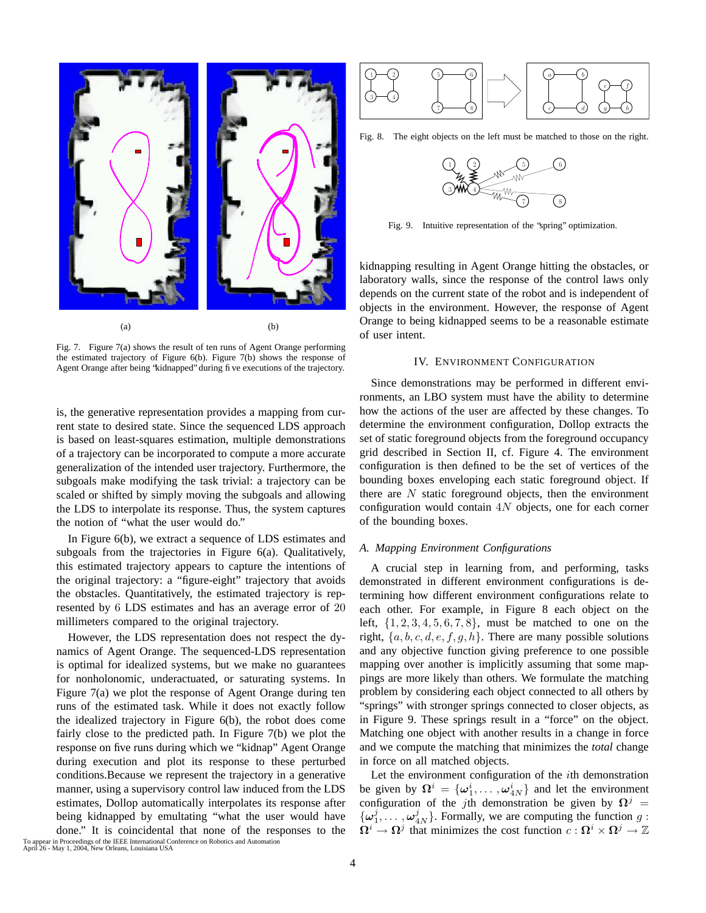(a) (b)

Fig. 7. Figure 7(a) shows the result of ten runs of Agent Orange performing the estimated trajectory of Figure 6(b). Figure 7(b) shows the response of Agent Orange after being "kidnapped" during five executions of the trajectory.

is, the generative representation provides a mapping from current state to desired state. Since the sequenced LDS approach is based on least-squares estimation, multiple demonstrations of a trajectory can be incorporated to compute a more accurate generalization of the intended user trajectory. Furthermore, the subgoals make modifying the task trivial: a trajectory can be scaled or shifted by simply moving the subgoals and allowing the LDS to interpolate its response. Thus, the system captures the notion of "what the user would do."

In Figure 6(b), we extract a sequence of LDS estimates and subgoals from the trajectories in Figure 6(a). Qualitatively, this estimated trajectory appears to capture the intentions of the original trajectory: a "figure-eight" trajectory that avoids the obstacles. Quantitatively, the estimated trajectory is represented by $6$ LDS estimates and has an average error of $20$ millimeters compared to the original trajectory.

However, the LDS representation does not respect the dynamics of Agent Orange. The sequenced-LDS representation is optimal for idealized systems, but we make no guarantees for nonholonomic, underactuated, or saturating systems. In Figure 7(a) we plot the response of Agent Orange during ten runs of the estimated task. While it does not exactly follow the idealized trajectory in Figure 6(b), the robot does come fairly close to the predicted path. In Figure 7(b) we plot the response on five runs during which we "kidnap" Agent Orange during execution and plot its response to these perturbed conditions.Because we represent the trajectory in a generative manner, using a supervisory control law induced from the LDS estimates, Dollop automatically interpolates its response after being kidnapped by emultating "what the user would have done." It is coincidental that none of the responses to the kidnapping resulting in Agent Orange hitting the obstacles, or laboratory walls, since the response of the control laws only depends on the current state of the robot and is independent of objects in the environment. However, the response of Agent Orange to being kidnapped seems to be a reasonable estimate of user intent.

Fig. 8. The eight objects on the left must be matched to those on the right.

Fig. 9. Intuitive representation of the "spring" optimization.

## IV. Environment Configuration

Since demonstrations may be performed in different environments, an LBO system must have the ability to determine how the actions of the user are affected by these changes. To determine the environment configuration, Dollop extracts the set of static foreground objects from the foreground occupancy grid described in Section II, cf. Figure 4. The environment configuration is then defined to be the set of vertices of the bounding boxes enveloping each static foreground object. If there are $N$ static foreground objects, then the environment configuration would contain $4N$ objects, one for each corner of the bounding boxes.

### *A. Mapping Environment Configurations*

A crucial step in learning from, and performing, tasks demonstrated in different environment configurations is determining how different environment configurations relate to each other. For example, in Figure 8 each object on the left, $\{1, 2, 3, 4, 5, 6, 7, 8\}$, must be matched to one on the right, $\{a, b, c, d, e, f, g, h\}$. There are many possible solutions and any objective function giving preference to one possible mapping over another is implicitly assuming that some mappings are more likely than others. We formulate the matching problem by considering each object connected to all others by "springs" with stronger springs connected to closer objects, as in Figure 9. These springs result in a "force" on the object. Matching one object with another results in a change in force and we compute the matching that minimizes the *total* change in force on all matched objects.

Let the environment configuration of the $i$th demonstration be given by $\boldsymbol{\Omega}^i = \{\boldsymbol{\omega}_1^i, \ldots, \boldsymbol{\omega}_{4N}^i\}$ and let the environment configuration of the $j$th demonstration be given by $\boldsymbol{\Omega}^j = \{\boldsymbol{\omega}_1^j, \ldots, \boldsymbol{\omega}_{4N}^j\}$. Formally, we are computing the function $g : \boldsymbol{\Omega}^i \rightarrow \boldsymbol{\Omega}^j$ that minimizes the cost function $c : \boldsymbol{\Omega}^i \times \boldsymbol{\Omega}^j \rightarrow \mathbb{Z}$

To appear in Proceedings of the IEEE International Conference on Robotics and Automation April 26 - May 1, 2004, New Orleans, Louisiana USA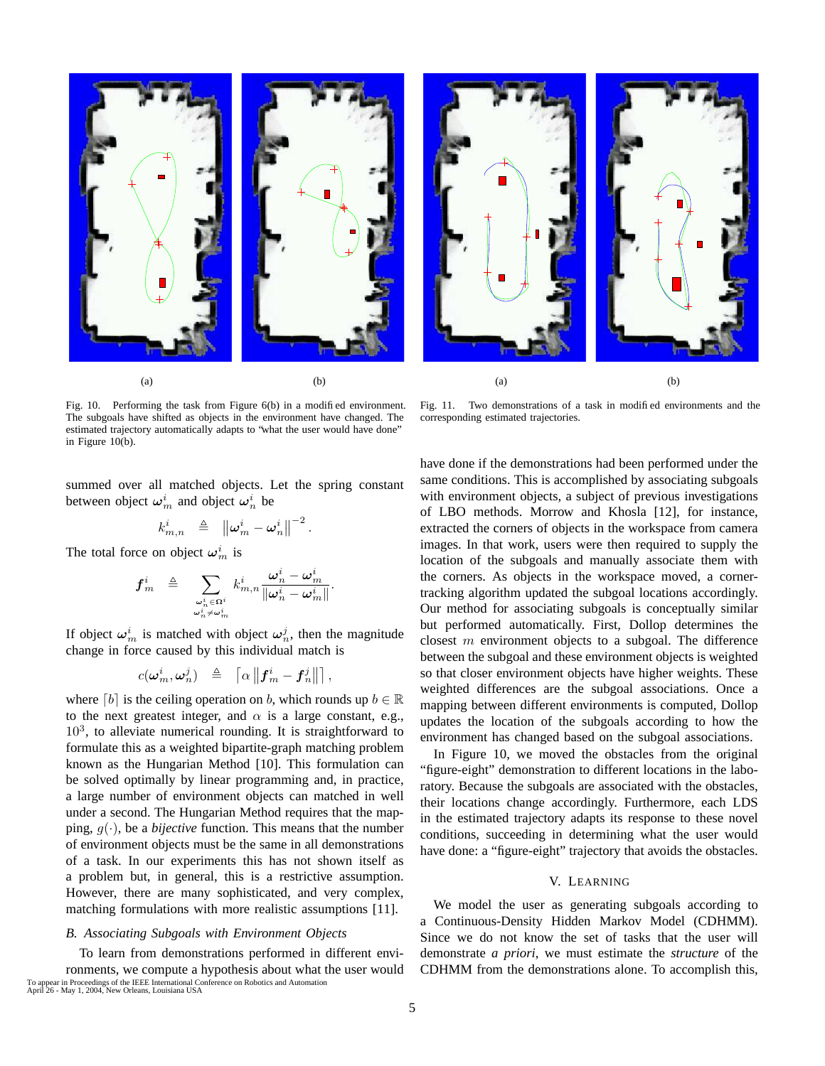Fig. 10. Performing the task from Figure 6(b) in a modified environment. The subgoals have shifted as objects in the environment have changed. The estimated trajectory automatically adapts to "what the user would have done" in Figure 10(b).

Fig. 11. Two demonstrations of a task in modified environments and the corresponding estimated trajectories.

summed over all matched objects. Let the spring constant between object $\boldsymbol{\omega}_m^i$ and object $\boldsymbol{\omega}_n^i$ be

$$k_{m,n}^i \triangleq \left\| \boldsymbol{\omega}_m^i - \boldsymbol{\omega}_n^i \right\|^{-2}.$$

The total force on object $\boldsymbol{\omega}_m^i$ is

$$\boldsymbol{f}_m^i \triangleq \sum_{\substack{\boldsymbol{\omega}_n^i \in \boldsymbol{\Omega}^i \\ \boldsymbol{\omega}_n^i \neq \boldsymbol{\omega}_m^i}} k_{m,n}^i \frac{\boldsymbol{\omega}_n^i - \boldsymbol{\omega}_m^i}{\left\| \boldsymbol{\omega}_n^i - \boldsymbol{\omega}_m^i \right\|}.$$

If object $\boldsymbol{\omega}_m^i$ is matched with object $\boldsymbol{\omega}_n^j$, then the magnitude change in force caused by this individual match is

$$c(\boldsymbol{\omega}_m^i, \boldsymbol{\omega}_n^j) \triangleq \left\lceil \alpha \left\| \boldsymbol{f}_m^i - \boldsymbol{f}_n^j \right\| \right\rceil,$$

where $\lceil b \rceil$ is the ceiling operation on $b$, which rounds up $b \in \mathbb{R}$ to the next greatest integer, and $\alpha$ is a large constant, e.g., $10^3$, to alleviate numerical rounding. It is straightforward to formulate this as a weighted bipartite-graph matching problem known as the Hungarian Method [10]. This formulation can be solved optimally by linear programming and, in practice, a large number of environment objects can matched in well under a second. The Hungarian Method requires that the mapping, $g(\cdot)$, be a *bijective* function. This means that the number of environment objects must be the same in all demonstrations of a task. In our experiments this has not shown itself as a problem but, in general, this is a restrictive assumption. However, there are many sophisticated, and very complex, matching formulations with more realistic assumptions [11].

### *B. Associating Subgoals with Environment Objects*

To learn from demonstrations performed in different environments, we compute a hypothesis about what the user would have done if the demonstrations had been performed under the same conditions. This is accomplished by associating subgoals with environment objects, a subject of previous investigations of LBO methods. Morrow and Khosla [12], for instance, extracted the corners of objects in the workspace from camera images. In that work, users were then required to supply the location of the subgoals and manually associate them with the corners. As objects in the workspace moved, a corner-tracking algorithm updated the subgoal locations accordingly. Our method for associating subgoals is conceptually similar but performed automatically. First, Dollop determines the closest $m$ environment objects to a subgoal. The difference between the subgoal and these environment objects is weighted so that closer environment objects have higher weights. These weighted differences are the subgoal associations. Once a mapping between different environments is computed, Dollop updates the location of the subgoals according to how the environment has changed based on the subgoal associations.

In Figure 10, we moved the obstacles from the original "figure-eight" demonstration to different locations in the laboratory. Because the subgoals are associated with the obstacles, their locations change accordingly. Furthermore, each LDS in the estimated trajectory adapts its response to these novel conditions, succeeding in determining what the user would have done: a "figure-eight" trajectory that avoids the obstacles.

## V. Learning

We model the user as generating subgoals according to a Continuous-Density Hidden Markov Model (CDHMM). Since we do not know the set of tasks that the user will demonstrate *a priori*, we must estimate the *structure* of the CDHMM from the demonstrations alone. To accomplish this,

To appear in Proceedings of the IEEE International Conference on Robotics and Automation
April 26 - May 1, 2004, New Orleans, Louisiana USA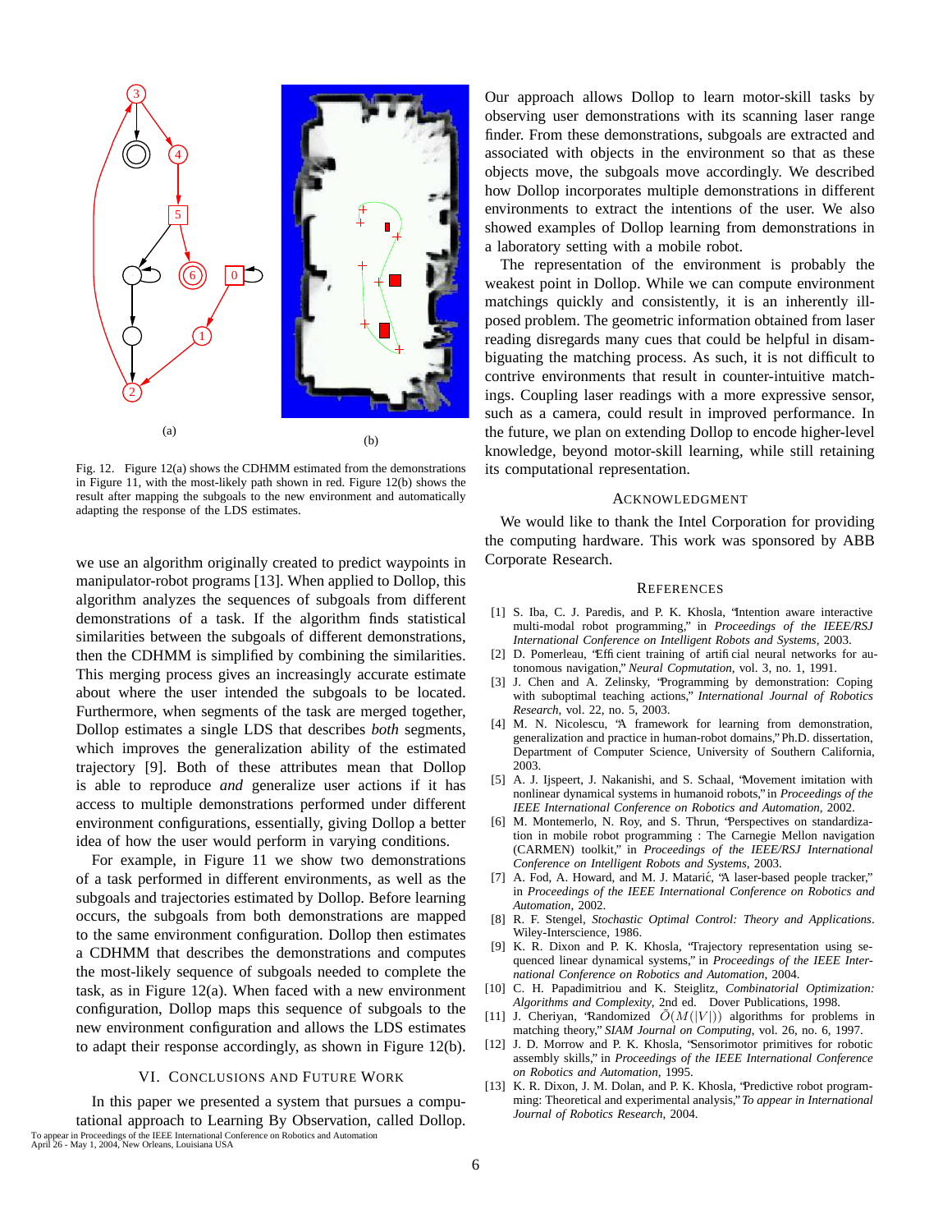(a)

(b)

Fig. 12. Figure 12(a) shows the CDHMM estimated from the demonstrations in Figure 11, with the most-likely path shown in red. Figure 12(b) shows the result after mapping the subgoals to the new environment and automatically adapting the response of the LDS estimates.

we use an algorithm originally created to predict waypoints in manipulator-robot programs [13]. When applied to Dollop, this algorithm analyzes the sequences of subgoals from different demonstrations of a task. If the algorithm finds statistical similarities between the subgoals of different demonstrations, then the CDHMM is simplified by combining the similarities. This merging process gives an increasingly accurate estimate about where the user intended the subgoals to be located. Furthermore, when segments of the task are merged together, Dollop estimates a single LDS that describes *both* segments, which improves the generalization ability of the estimated trajectory [9]. Both of these attributes mean that Dollop is able to reproduce *and* generalize user actions if it has access to multiple demonstrations performed under different environment configurations, essentially, giving Dollop a better idea of how the user would perform in varying conditions.

For example, in Figure 11 we show two demonstrations of a task performed in different environments, as well as the subgoals and trajectories estimated by Dollop. Before learning occurs, the subgoals from both demonstrations are mapped to the same environment configuration. Dollop then estimates a CDHMM that describes the demonstrations and computes the most-likely sequence of subgoals needed to complete the task, as in Figure 12(a). When faced with a new environment configuration, Dollop maps this sequence of subgoals to the new environment configuration and allows the LDS estimates to adapt their response accordingly, as shown in Figure 12(b).

## VI. Conclusions and Future Work

In this paper we presented a system that pursues a computational approach to Learning By Observation, called Dollop. Our approach allows Dollop to learn motor-skill tasks by observing user demonstrations with its scanning laser range finder. From these demonstrations, subgoals are extracted and associated with objects in the environment so that as these objects move, the subgoals move accordingly. We described how Dollop incorporates multiple demonstrations in different environments to extract the intentions of the user. We also showed examples of Dollop learning from demonstrations in a laboratory setting with a mobile robot.

The representation of the environment is probably the weakest point in Dollop. While we can compute environment matchings quickly and consistently, it is an inherently ill-posed problem. The geometric information obtained from laser reading disregards many cues that could be helpful in disambiguating the matching process. As such, it is not difficult to contrive environments that result in counter-intuitive matchings. Coupling laser readings with a more expressive sensor, such as a camera, could result in improved performance. In the future, we plan on extending Dollop to encode higher-level knowledge, beyond motor-skill learning, while still retaining its computational representation.

## Acknowledgment

We would like to thank the Intel Corporation for providing the computing hardware. This work was sponsored by ABB Corporate Research.

## References

[1] S. Iba, C. J. Paredis, and P. K. Khosla, "Intention aware interactive multi-modal robot programming," in *Proceedings of the IEEE/RSJ International Conference on Intelligent Robots and Systems*, 2003.

[2] D. Pomerleau, "Efficient training of artificial neural networks for autonomous navigation," *Neural Copmutation*, vol. 3, no. 1, 1991.

[3] J. Chen and A. Zelinsky, "Programming by demonstration: Coping with suboptimal teaching actions," *International Journal of Robotics Research*, vol. 22, no. 5, 2003.

[4] M. N. Nicolescu, "A framework for learning from demonstration, generalization and practice in human-robot domains," Ph.D. dissertation, Department of Computer Science, University of Southern California, 2003.

[5] A. J. Ijspeert, J. Nakanishi, and S. Schaal, "Movement imitation with nonlinear dynamical systems in humanoid robots," in *Proceedings of the IEEE International Conference on Robotics and Automation*, 2002.

[6] M. Montemerlo, N. Roy, and S. Thrun, "Perspectives on standardization in mobile robot programming : The Carnegie Mellon navigation (CARMEN) toolkit," in *Proceedings of the IEEE/RSJ International Conference on Intelligent Robots and Systems*, 2003.

[7] A. Fod, A. Howard, and M. J. Matarić, "A laser-based people tracker," in *Proceedings of the IEEE International Conference on Robotics and Automation*, 2002.

[8] R. F. Stengel, *Stochastic Optimal Control: Theory and Applications*. Wiley-Interscience, 1986.

[9] K. R. Dixon and P. K. Khosla, "Trajectory representation using sequenced linear dynamical systems," in *Proceedings of the IEEE International Conference on Robotics and Automation*, 2004.

[10] C. H. Papadimitriou and K. Steiglitz, *Combinatorial Optimization: Algorithms and Complexity*, 2nd ed. Dover Publications, 1998.

[11] J. Cheriyan, "Randomized $\tilde{O}(M(|V|))$ algorithms for problems in matching theory," *SIAM Journal on Computing*, vol. 26, no. 6, 1997.

[12] J. D. Morrow and P. K. Khosla, "Sensorimotor primitives for robotic assembly skills," in *Proceedings of the IEEE International Conference on Robotics and Automation*, 1995.

[13] K. R. Dixon, J. M. Dolan, and P. K. Khosla, "Predictive robot programming: Theoretical and experimental analysis," *To appear in International Journal of Robotics Research*, 2004.